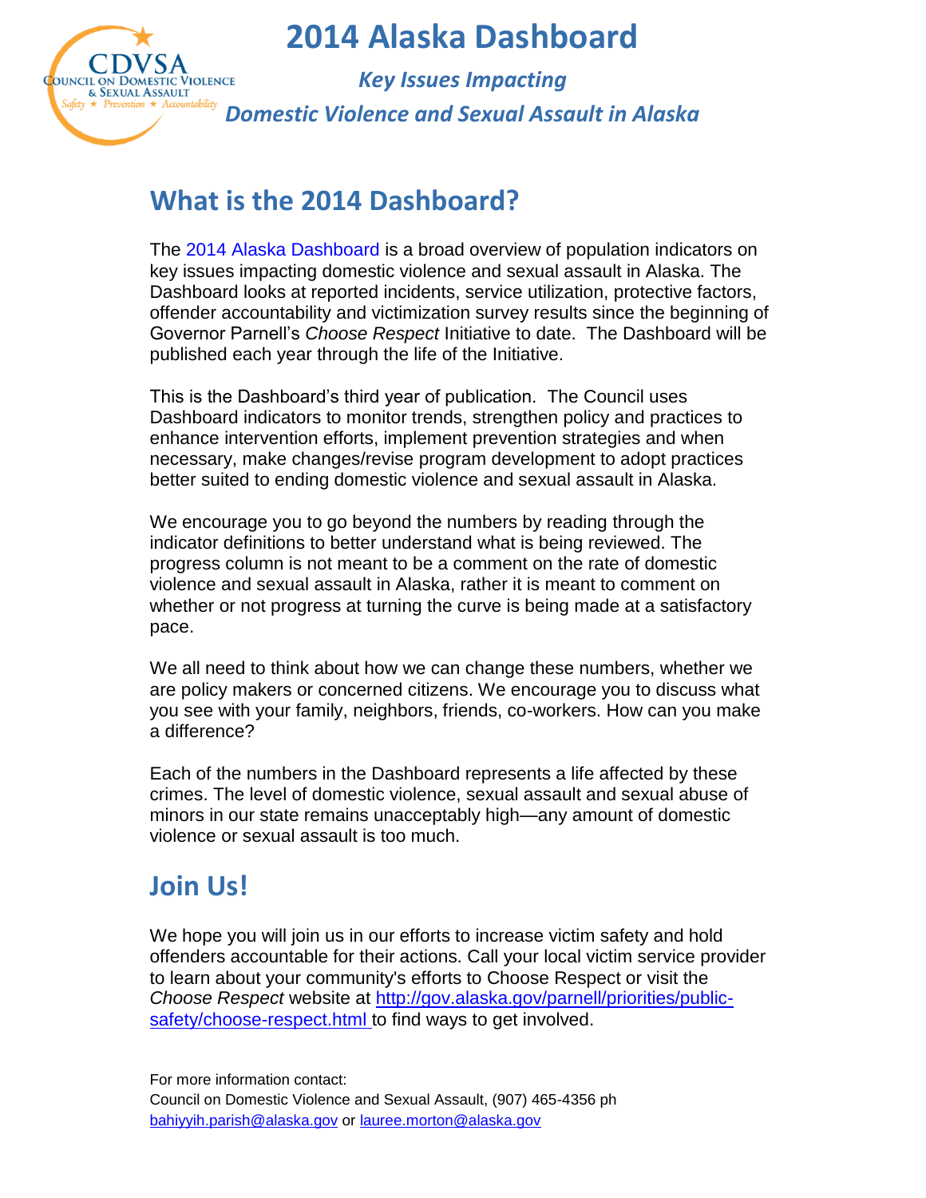# 2014 Alaska Dashboard

CDVSA
COUNCIL ON DOMESTIC VIOLENCE & SEXUAL ASSAULT
Safety ★ Prevention ★ Accountability

***Key Issues Impacting***

***Domestic Violence and Sexual Assault in Alaska***

## What is the 2014 Dashboard?

The 2014 Alaska Dashboard is a broad overview of population indicators on key issues impacting domestic violence and sexual assault in Alaska. The Dashboard looks at reported incidents, service utilization, protective factors, offender accountability and victimization survey results since the beginning of Governor Parnell's *Choose Respect* Initiative to date. The Dashboard will be published each year through the life of the Initiative.

This is the Dashboard's third year of publication. The Council uses Dashboard indicators to monitor trends, strengthen policy and practices to enhance intervention efforts, implement prevention strategies and when necessary, make changes/revise program development to adopt practices better suited to ending domestic violence and sexual assault in Alaska.

We encourage you to go beyond the numbers by reading through the indicator definitions to better understand what is being reviewed. The progress column is not meant to be a comment on the rate of domestic violence and sexual assault in Alaska, rather it is meant to comment on whether or not progress at turning the curve is being made at a satisfactory pace.

We all need to think about how we can change these numbers, whether we are policy makers or concerned citizens. We encourage you to discuss what you see with your family, neighbors, friends, co-workers. How can you make a difference?

Each of the numbers in the Dashboard represents a life affected by these crimes. The level of domestic violence, sexual assault and sexual abuse of minors in our state remains unacceptably high—any amount of domestic violence or sexual assault is too much.

## Join Us!

We hope you will join us in our efforts to increase victim safety and hold offenders accountable for their actions. Call your local victim service provider to learn about your community's efforts to Choose Respect or visit the *Choose Respect* website at http://gov.alaska.gov/parnell/priorities/public-safety/choose-respect.html to find ways to get involved.

For more information contact:
Council on Domestic Violence and Sexual Assault, (907) 465-4356 ph
bahiyyih.parish@alaska.gov or lauree.morton@alaska.gov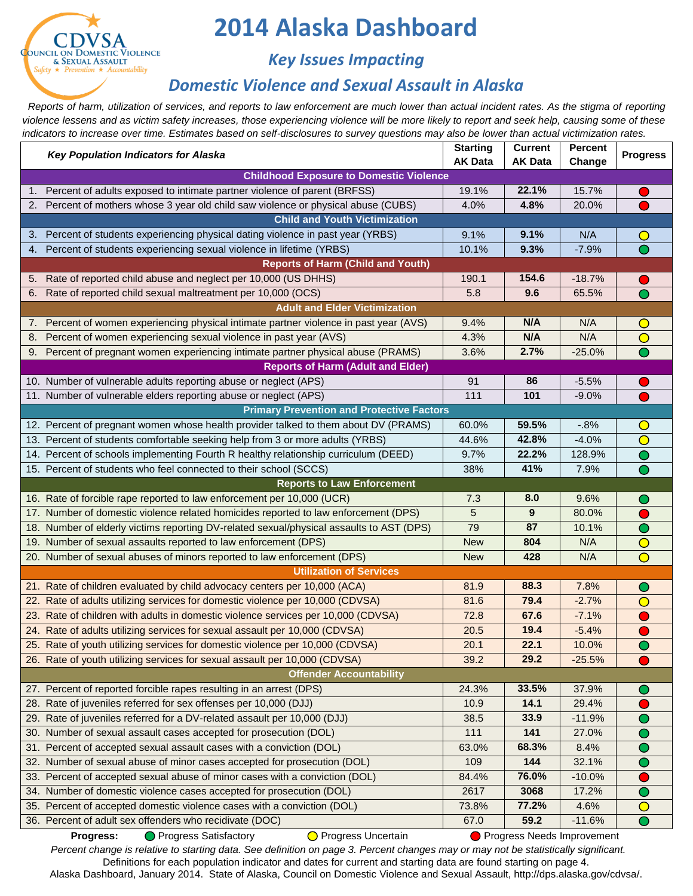CDVSA
Council on Domestic Violence & Sexual Assault
Safety ★ Prevention ★ Accountability

# 2014 Alaska Dashboard

## *Key Issues Impacting*

## *Domestic Violence and Sexual Assault in Alaska*

*Reports of harm, utilization of services, and reports to law enforcement are much lower than actual incident rates. As the stigma of reporting violence lessens and as victim safety increases, those experiencing violence will be more likely to report and seek help, causing some of these indicators to increase over time. Estimates based on self-disclosures to survey questions may also be lower than actual victimization rates.*

| *Key Population Indicators for Alaska* | Starting AK Data | Current AK Data | Percent Change | Progress |
|---|---|---|---|---|
| **Childhood Exposure to Domestic Violence** | | | | |
| 1. Percent of adults exposed to intimate partner violence of parent (BRFSS) | 19.1% | **22.1%** | 15.7% | Red |
| 2. Percent of mothers whose 3 year old child saw violence or physical abuse (CUBS) | 4.0% | **4.8%** | 20.0% | Red |
| **Child and Youth Victimization** | | | | |
| 3. Percent of students experiencing physical dating violence in past year (YRBS) | 9.1% | **9.1%** | N/A | Yellow |
| 4. Percent of students experiencing sexual violence in lifetime (YRBS) | 10.1% | **9.3%** | -7.9% | Green |
| **Reports of Harm (Child and Youth)** | | | | |
| 5. Rate of reported child abuse and neglect per 10,000 (US DHHS) | 190.1 | **154.6** | -18.7% | Red |
| 6. Rate of reported child sexual maltreatment per 10,000 (OCS) | 5.8 | **9.6** | 65.5% | Green |
| **Adult and Elder Victimization** | | | | |
| 7. Percent of women experiencing physical intimate partner violence in past year (AVS) | 9.4% | **N/A** | N/A | Yellow |
| 8. Percent of women experiencing sexual violence in past year (AVS) | 4.3% | **N/A** | N/A | Yellow |
| 9. Percent of pregnant women experiencing intimate partner physical abuse (PRAMS) | 3.6% | **2.7%** | -25.0% | Green |
| **Reports of Harm (Adult and Elder)** | | | | |
| 10. Number of vulnerable adults reporting abuse or neglect (APS) | 91 | **86** | -5.5% | Red |
| 11. Number of vulnerable elders reporting abuse or neglect (APS) | 111 | **101** | -9.0% | Red |
| **Primary Prevention and Protective Factors** | | | | |
| 12. Percent of pregnant women whose health provider talked to them about DV (PRAMS) | 60.0% | **59.5%** | -.8% | Yellow |
| 13. Percent of students comfortable seeking help from 3 or more adults (YRBS) | 44.6% | **42.8%** | -4.0% | Yellow |
| 14. Percent of schools implementing Fourth R healthy relationship curriculum (DEED) | 9.7% | **22.2%** | 128.9% | Green |
| 15. Percent of students who feel connected to their school (SCCS) | 38% | **41%** | 7.9% | Green |
| **Reports to Law Enforcement** | | | | |
| 16. Rate of forcible rape reported to law enforcement per 10,000 (UCR) | 7.3 | **8.0** | 9.6% | Green |
| 17. Number of domestic violence related homicides reported to law enforcement (DPS) | 5 | **9** | 80.0% | Red |
| 18. Number of elderly victims reporting DV-related sexual/physical assaults to AST (DPS) | 79 | **87** | 10.1% | Green |
| 19. Number of sexual assaults reported to law enforcement (DPS) | New | **804** | N/A | Yellow |
| 20. Number of sexual abuses of minors reported to law enforcement (DPS) | New | **428** | N/A | Yellow |
| **Utilization of Services** | | | | |
| 21. Rate of children evaluated by child advocacy centers per 10,000 (ACA) | 81.9 | **88.3** | 7.8% | Green |
| 22. Rate of adults utilizing services for domestic violence per 10,000 (CDVSA) | 81.6 | **79.4** | -2.7% | Yellow |
| 23. Rate of children with adults in domestic violence services per 10,000 (CDVSA) | 72.8 | **67.6** | -7.1% | Red |
| 24. Rate of adults utilizing services for sexual assault per 10,000 (CDVSA) | 20.5 | **19.4** | -5.4% | Red |
| 25. Rate of youth utilizing services for domestic violence per 10,000 (CDVSA) | 20.1 | **22.1** | 10.0% | Green |
| 26. Rate of youth utilizing services for sexual assault per 10,000 (CDVSA) | 39.2 | **29.2** | -25.5% | Red |
| **Offender Accountability** | | | | |
| 27. Percent of reported forcible rapes resulting in an arrest (DPS) | 24.3% | **33.5%** | 37.9% | Green |
| 28. Rate of juveniles referred for sex offenses per 10,000 (DJJ) | 10.9 | **14.1** | 29.4% | Red |
| 29. Rate of juveniles referred for a DV-related assault per 10,000 (DJJ) | 38.5 | **33.9** | -11.9% | Green |
| 30. Number of sexual assault cases accepted for prosecution (DOL) | 111 | **141** | 27.0% | Green |
| 31. Percent of accepted sexual assault cases with a conviction (DOL) | 63.0% | **68.3%** | 8.4% | Green |
| 32. Number of sexual abuse of minor cases accepted for prosecution (DOL) | 109 | **144** | 32.1% | Green |
| 33. Percent of accepted sexual abuse of minor cases with a conviction (DOL) | 84.4% | **76.0%** | -10.0% | Red |
| 34. Number of domestic violence cases accepted for prosecution (DOL) | 2617 | **3068** | 17.2% | Green |
| 35. Percent of accepted domestic violence cases with a conviction (DOL) | 73.8% | **77.2%** | 4.6% | Yellow |
| 36. Percent of adult sex offenders who recidivate (DOC) | 67.0 | **59.2** | -11.6% | Green |

**Progress:** Green = Progress Satisfactory; Yellow = Progress Uncertain; Red = Progress Needs Improvement

*Percent change is relative to starting data. See definition on page 3. Percent changes may or may not be statistically significant.*

Definitions for each population indicator and dates for current and starting data are found starting on page 4.

Alaska Dashboard, January 2014. State of Alaska, Council on Domestic Violence and Sexual Assault, http://dps.alaska.gov/cdvsa/.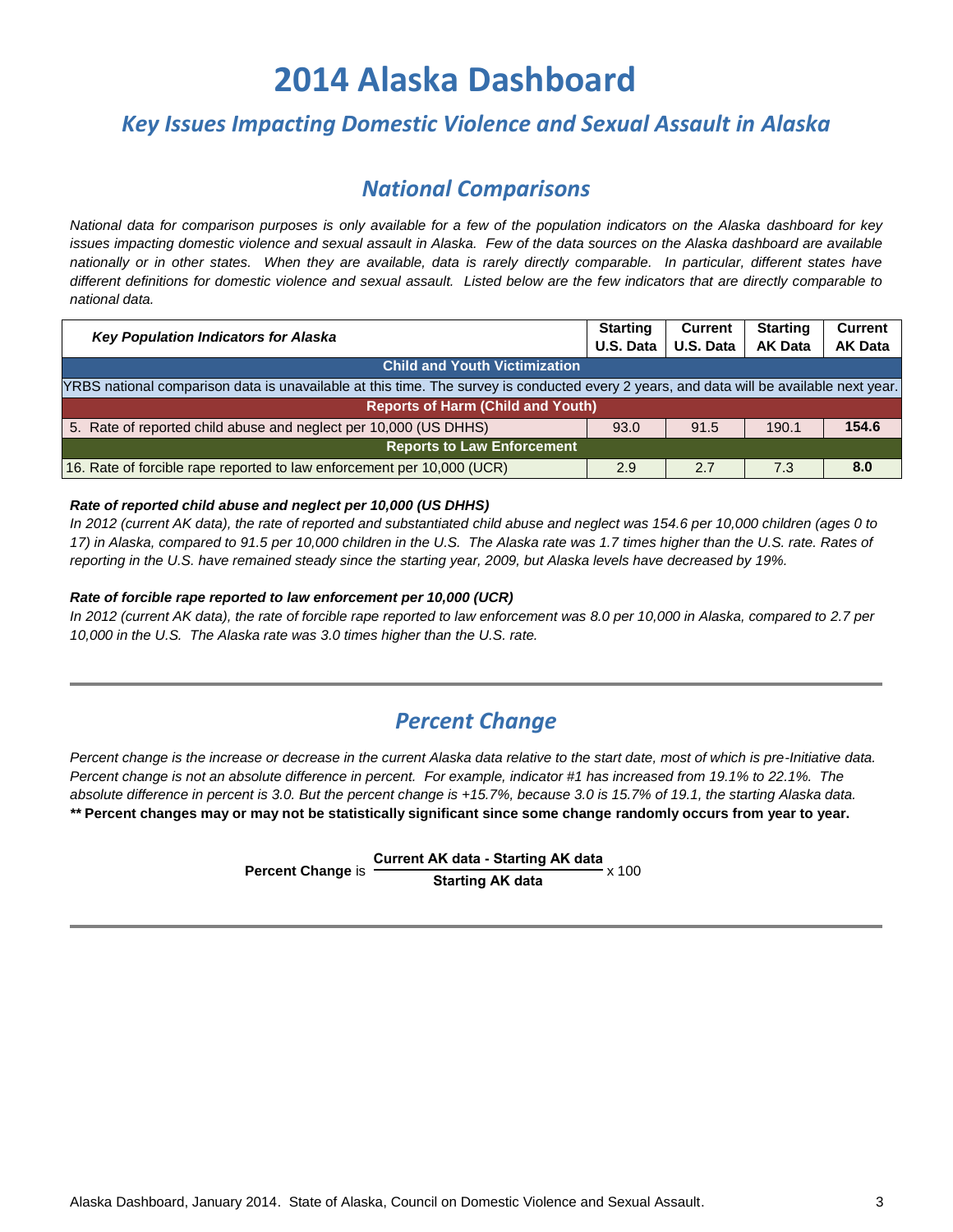# 2014 Alaska Dashboard

## *Key Issues Impacting Domestic Violence and Sexual Assault in Alaska*

## *National Comparisons*

*National data for comparison purposes is only available for a few of the population indicators on the Alaska dashboard for key issues impacting domestic violence and sexual assault in Alaska. Few of the data sources on the Alaska dashboard are available nationally or in other states. When they are available, data is rarely directly comparable. In particular, different states have different definitions for domestic violence and sexual assault. Listed below are the few indicators that are directly comparable to national data.*

| ***Key Population Indicators for Alaska*** | **Starting U.S. Data** | **Current U.S. Data** | **Starting AK Data** | **Current AK Data** |
|---|---|---|---|---|
| **Child and Youth Victimization** | | | | |
| YRBS national comparison data is unavailable at this time. The survey is conducted every 2 years, and data will be available next year. | | | | |
| **Reports of Harm (Child and Youth)** | | | | |
| 5. Rate of reported child abuse and neglect per 10,000 (US DHHS) | 93.0 | 91.5 | 190.1 | **154.6** |
| **Reports to Law Enforcement** | | | | |
| 16. Rate of forcible rape reported to law enforcement per 10,000 (UCR) | 2.9 | 2.7 | 7.3 | **8.0** |

***Rate of reported child abuse and neglect per 10,000 (US DHHS)***

*In 2012 (current AK data), the rate of reported and substantiated child abuse and neglect was 154.6 per 10,000 children (ages 0 to 17) in Alaska, compared to 91.5 per 10,000 children in the U.S. The Alaska rate was 1.7 times higher than the U.S. rate. Rates of reporting in the U.S. have remained steady since the starting year, 2009, but Alaska levels have decreased by 19%.*

***Rate of forcible rape reported to law enforcement per 10,000 (UCR)***

*In 2012 (current AK data), the rate of forcible rape reported to law enforcement was 8.0 per 10,000 in Alaska, compared to 2.7 per 10,000 in the U.S. The Alaska rate was 3.0 times higher than the U.S. rate.*

---

## *Percent Change*

*Percent change is the increase or decrease in the current Alaska data relative to the start date, most of which is pre-Initiative data. Percent change is not an absolute difference in percent. For example, indicator #1 has increased from 19.1% to 22.1%. The absolute difference in percent is 3.0. But the percent change is +15.7%, because 3.0 is 15.7% of 19.1, the starting Alaska data.*
***\*\* Percent changes may or may not be statistically significant since some change randomly occurs from year to year.***

$$\textbf{Percent Change} \text{ is } \frac{\textbf{Current AK data - Starting AK data}}{\textbf{Starting AK data}} \times 100$$

---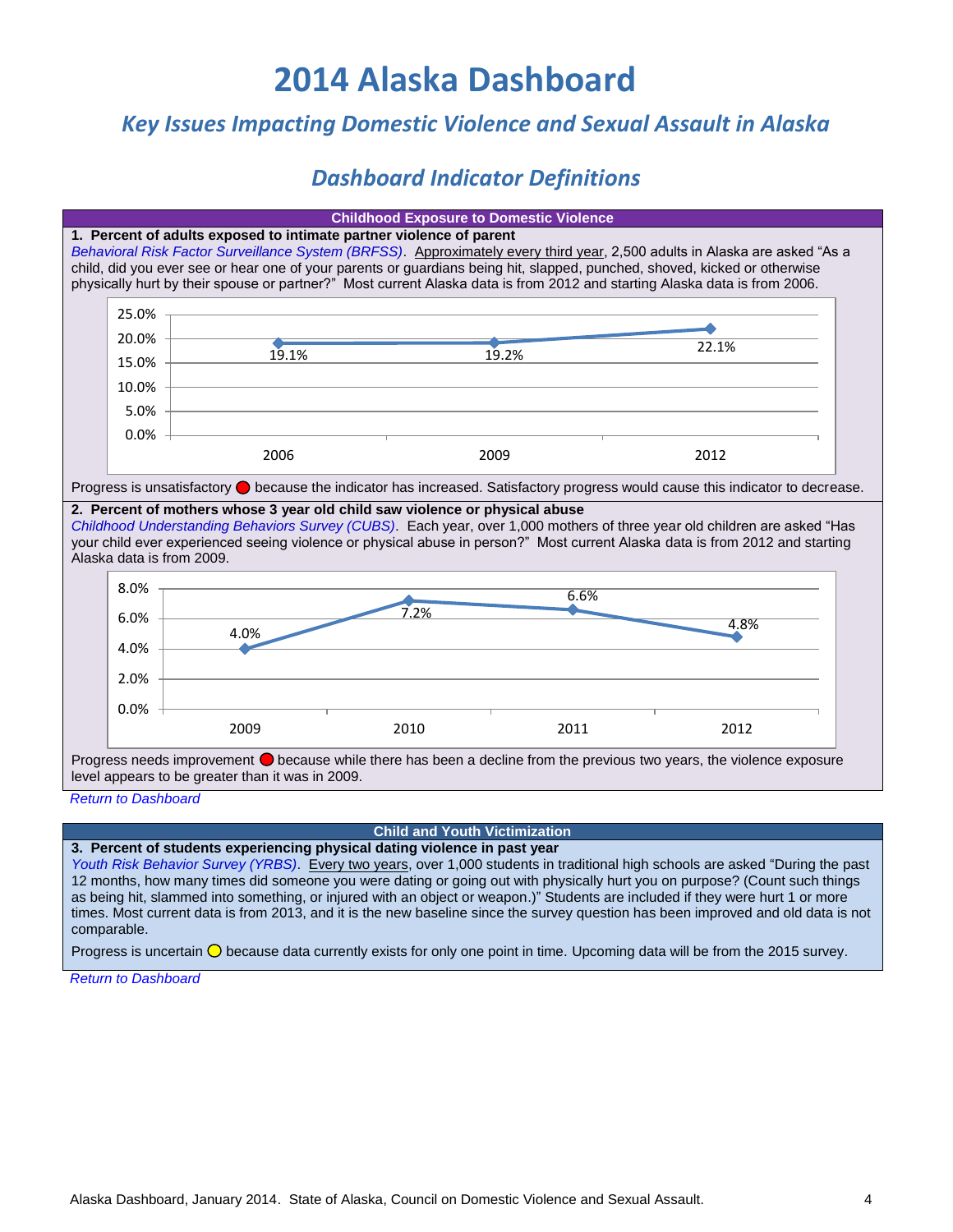# 2014 Alaska Dashboard

## *Key Issues Impacting Domestic Violence and Sexual Assault in Alaska*

## *Dashboard Indicator Definitions*

### Childhood Exposure to Domestic Violence

**1. Percent of adults exposed to intimate partner violence of parent**

*Behavioral Risk Factor Surveillance System (BRFSS)*. Approximately every third year, 2,500 adults in Alaska are asked "As a child, did you ever see or hear one of your parents or guardians being hit, slapped, punched, shoved, kicked or otherwise physically hurt by their spouse or partner?" Most current Alaska data is from 2012 and starting Alaska data is from 2006.

| Year | Percent |
|---|---|
| 2006 | 19.1% |
| 2009 | 19.2% |
| 2012 | 22.1% |

Progress is unsatisfactory 🔴 because the indicator has increased. Satisfactory progress would cause this indicator to decrease.

**2. Percent of mothers whose 3 year old child saw violence or physical abuse**

*Childhood Understanding Behaviors Survey (CUBS)*. Each year, over 1,000 mothers of three year old children are asked "Has your child ever experienced seeing violence or physical abuse in person?" Most current Alaska data is from 2012 and starting Alaska data is from 2009.

| Year | Percent |
|---|---|
| 2009 | 4.0% |
| 2010 | 7.2% |
| 2011 | 6.6% |
| 2012 | 4.8% |

Progress needs improvement 🔴 because while there has been a decline from the previous two years, the violence exposure level appears to be greater than it was in 2009.

Return to Dashboard

### Child and Youth Victimization

**3. Percent of students experiencing physical dating violence in past year**

*Youth Risk Behavior Survey (YRBS)*. Every two years, over 1,000 students in traditional high schools are asked "During the past 12 months, how many times did someone you were dating or going out with physically hurt you on purpose? (Count such things as being hit, slammed into something, or injured with an object or weapon.)" Students are included if they were hurt 1 or more times. Most current data is from 2013, and it is the new baseline since the survey question has been improved and old data is not comparable.

Progress is uncertain 🟡 because data currently exists for only one point in time. Upcoming data will be from the 2015 survey.

Return to Dashboard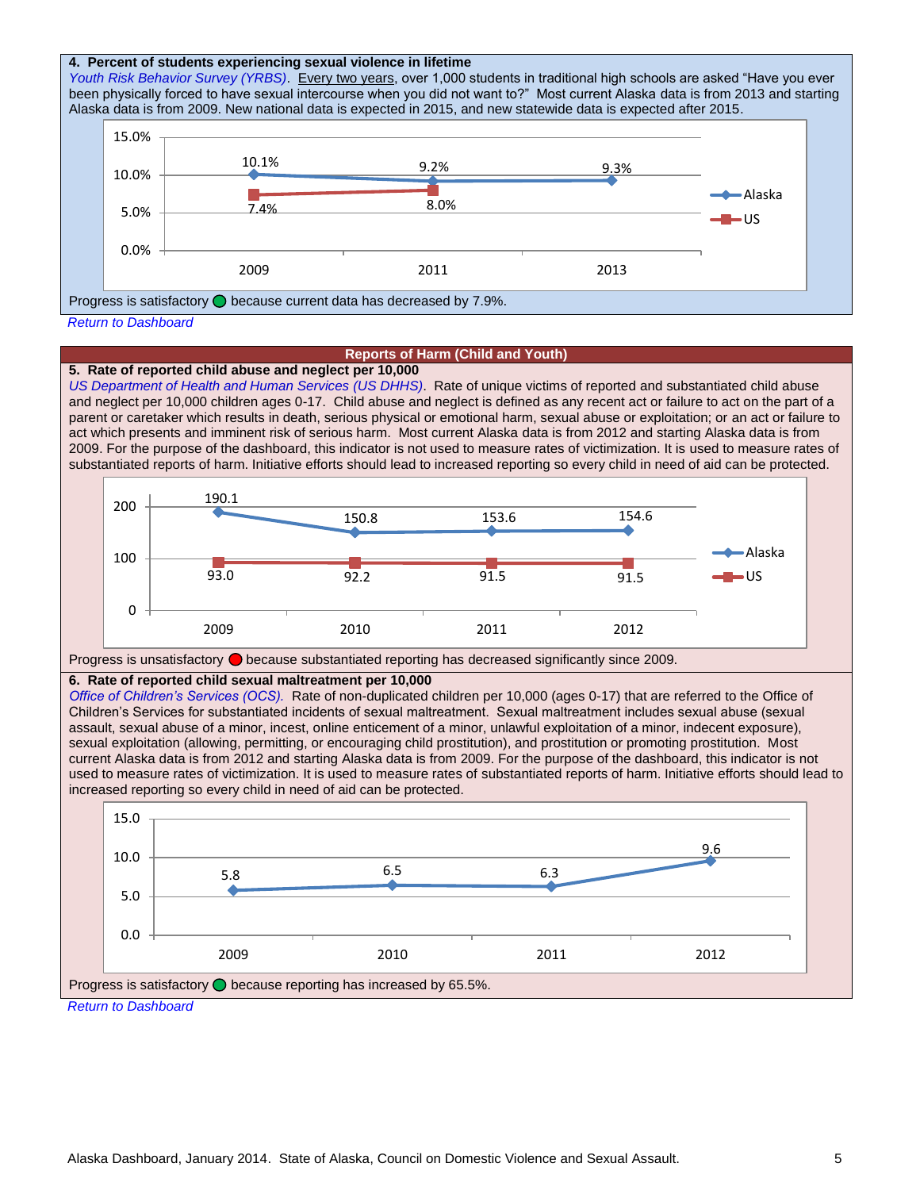### 4. Percent of students experiencing sexual violence in lifetime

*Youth Risk Behavior Survey (YRBS)*. Every two years, over 1,000 students in traditional high schools are asked "Have you ever been physically forced to have sexual intercourse when you did not want to?" Most current Alaska data is from 2013 and starting Alaska data is from 2009. New national data is expected in 2015, and new statewide data is expected after 2015.

| | 2009 | 2011 | 2013 |
|---|---|---|---|
| Alaska | 10.1% | 9.2% | 9.3% |
| US | 7.4% | 8.0% | |

Progress is satisfactory because current data has decreased by 7.9%.

*Return to Dashboard*

## Reports of Harm (Child and Youth)

### 5. Rate of reported child abuse and neglect per 10,000

*US Department of Health and Human Services (US DHHS)*. Rate of unique victims of reported and substantiated child abuse and neglect per 10,000 children ages 0-17. Child abuse and neglect is defined as any recent act or failure to act on the part of a parent or caretaker which results in death, serious physical or emotional harm, sexual abuse or exploitation; or an act or failure to act which presents and imminent risk of serious harm. Most current Alaska data is from 2012 and starting Alaska data is from 2009. For the purpose of the dashboard, this indicator is not used to measure rates of victimization. It is used to measure rates of substantiated reports of harm. Initiative efforts should lead to increased reporting so every child in need of aid can be protected.

| | 2009 | 2010 | 2011 | 2012 |
|---|---|---|---|---|
| Alaska | 190.1 | 150.8 | 153.6 | 154.6 |
| US | 93.0 | 92.2 | 91.5 | 91.5 |

Progress is unsatisfactory because substantiated reporting has decreased significantly since 2009.

### 6. Rate of reported child sexual maltreatment per 10,000

*Office of Children's Services (OCS).* Rate of non-duplicated children per 10,000 (ages 0-17) that are referred to the Office of Children's Services for substantiated incidents of sexual maltreatment. Sexual maltreatment includes sexual abuse (sexual assault, sexual abuse of a minor, incest, online enticement of a minor, unlawful exploitation of a minor, indecent exposure), sexual exploitation (allowing, permitting, or encouraging child prostitution), and prostitution or promoting prostitution. Most current Alaska data is from 2012 and starting Alaska data is from 2009. For the purpose of the dashboard, this indicator is not used to measure rates of victimization. It is used to measure rates of substantiated reports of harm. Initiative efforts should lead to increased reporting so every child in need of aid can be protected.

| 2009 | 2010 | 2011 | 2012 |
|---|---|---|---|
| 5.8 | 6.5 | 6.3 | 9.6 |

Progress is satisfactory because reporting has increased by 65.5%.

*Return to Dashboard*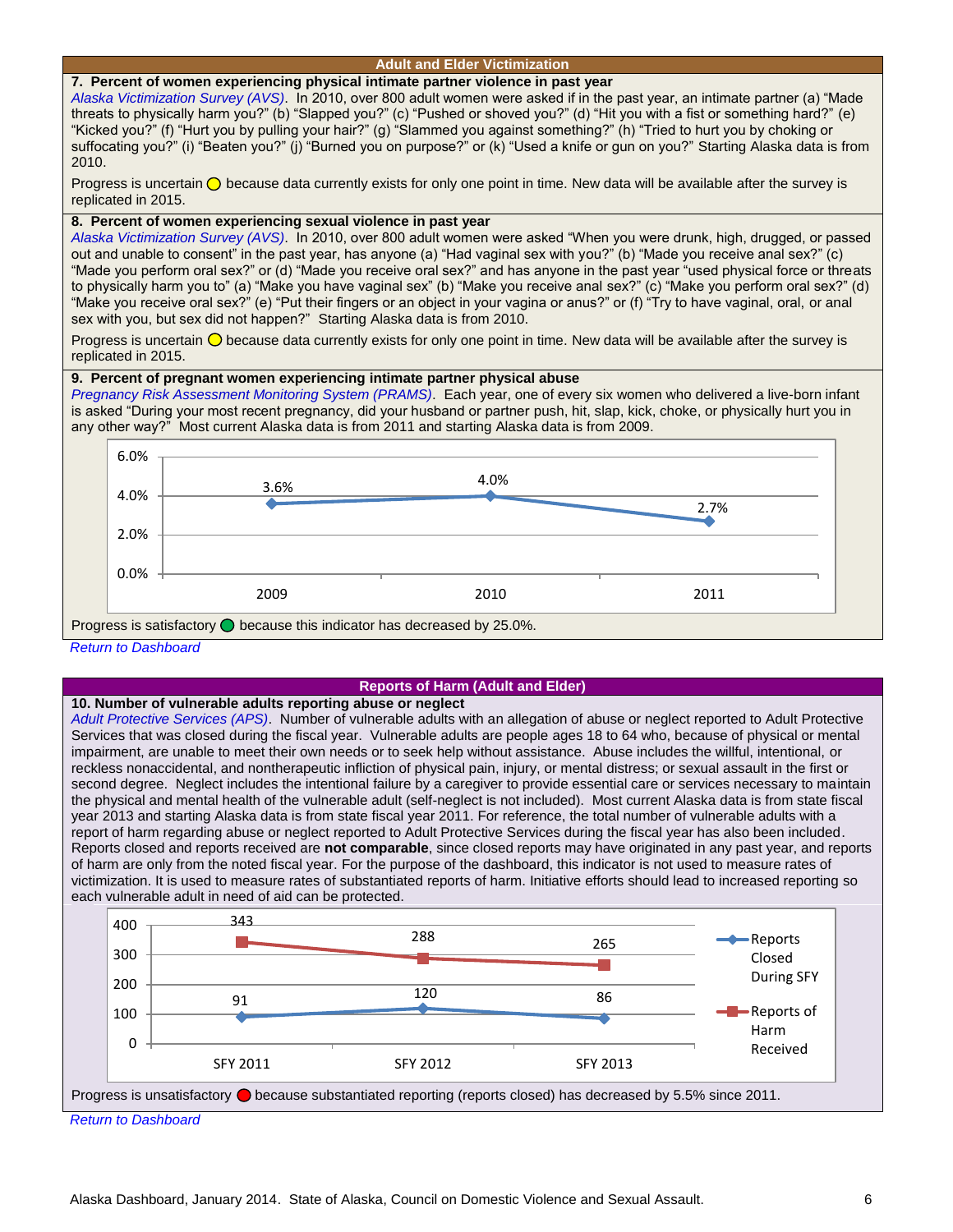## Adult and Elder Victimization

### 7. Percent of women experiencing physical intimate partner violence in past year

*Alaska Victimization Survey (AVS)*. In 2010, over 800 adult women were asked if in the past year, an intimate partner (a) "Made threats to physically harm you?" (b) "Slapped you?" (c) "Pushed or shoved you?" (d) "Hit you with a fist or something hard?" (e) "Kicked you?" (f) "Hurt you by pulling your hair?" (g) "Slammed you against something?" (h) "Tried to hurt you by choking or suffocating you?" (i) "Beaten you?" (j) "Burned you on purpose?" or (k) "Used a knife or gun on you?" Starting Alaska data is from 2010.

Progress is uncertain because data currently exists for only one point in time. New data will be available after the survey is replicated in 2015.

### 8. Percent of women experiencing sexual violence in past year

*Alaska Victimization Survey (AVS)*. In 2010, over 800 adult women were asked "When you were drunk, high, drugged, or passed out and unable to consent" in the past year, has anyone (a) "Had vaginal sex with you?" (b) "Made you receive anal sex?" (c) "Made you perform oral sex?" or (d) "Made you receive oral sex?" and has anyone in the past year "used physical force or threats to physically harm you to" (a) "Make you have vaginal sex" (b) "Make you receive anal sex?" (c) "Make you perform oral sex?" (d) "Make you receive oral sex?" (e) "Put their fingers or an object in your vagina or anus?" or (f) "Try to have vaginal, oral, or anal sex with you, but sex did not happen?" Starting Alaska data is from 2010.

Progress is uncertain because data currently exists for only one point in time. New data will be available after the survey is replicated in 2015.

### 9. Percent of pregnant women experiencing intimate partner physical abuse

*Pregnancy Risk Assessment Monitoring System (PRAMS)*. Each year, one of every six women who delivered a live-born infant is asked "During your most recent pregnancy, did your husband or partner push, hit, slap, kick, choke, or physically hurt you in any other way?" Most current Alaska data is from 2011 and starting Alaska data is from 2009.

| Year | Percent |
| --- | --- |
| 2009 | 3.6% |
| 2010 | 4.0% |
| 2011 | 2.7% |

Progress is satisfactory because this indicator has decreased by 25.0%.

*Return to Dashboard*

## Reports of Harm (Adult and Elder)

### 10. Number of vulnerable adults reporting abuse or neglect

*Adult Protective Services (APS)*. Number of vulnerable adults with an allegation of abuse or neglect reported to Adult Protective Services that was closed during the fiscal year. Vulnerable adults are people ages 18 to 64 who, because of physical or mental impairment, are unable to meet their own needs or to seek help without assistance. Abuse includes the willful, intentional, or reckless nonaccidental, and nontherapeutic infliction of physical pain, injury, or mental distress; or sexual assault in the first or second degree. Neglect includes the intentional failure by a caregiver to provide essential care or services necessary to maintain the physical and mental health of the vulnerable adult (self-neglect is not included). Most current Alaska data is from state fiscal year 2013 and starting Alaska data is from state fiscal year 2011. For reference, the total number of vulnerable adults with a report of harm regarding abuse or neglect reported to Adult Protective Services during the fiscal year has also been included. Reports closed and reports received are **not comparable**, since closed reports may have originated in any past year, and reports of harm are only from the noted fiscal year. For the purpose of the dashboard, this indicator is not used to measure rates of victimization. It is used to measure rates of substantiated reports of harm. Initiative efforts should lead to increased reporting so each vulnerable adult in need of aid can be protected.

| | SFY 2011 | SFY 2012 | SFY 2013 |
| --- | --- | --- | --- |
| Reports Closed During SFY | 91 | 120 | 86 |
| Reports of Harm Received | 343 | 288 | 265 |

Progress is unsatisfactory because substantiated reporting (reports closed) has decreased by 5.5% since 2011.

*Return to Dashboard*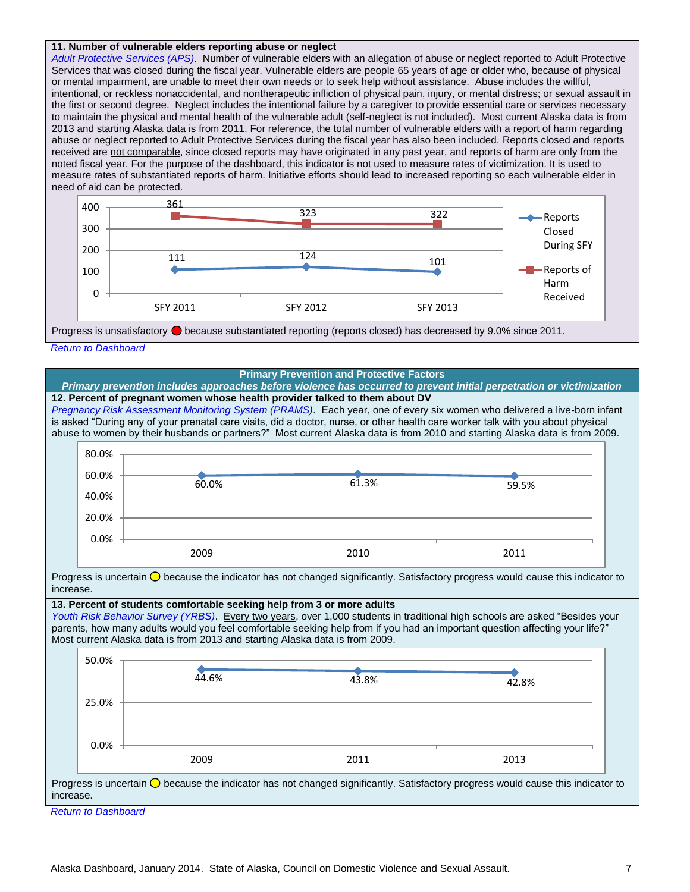### 11. Number of vulnerable elders reporting abuse or neglect

*Adult Protective Services (APS)*. Number of vulnerable elders with an allegation of abuse or neglect reported to Adult Protective Services that was closed during the fiscal year. Vulnerable elders are people 65 years of age or older who, because of physical or mental impairment, are unable to meet their own needs or to seek help without assistance. Abuse includes the willful, intentional, or reckless nonaccidental, and nontherapeutic infliction of physical pain, injury, or mental distress; or sexual assault in the first or second degree. Neglect includes the intentional failure by a caregiver to provide essential care or services necessary to maintain the physical and mental health of the vulnerable adult (self-neglect is not included). Most current Alaska data is from 2013 and starting Alaska data is from 2011. For reference, the total number of vulnerable elders with a report of harm regarding abuse or neglect reported to Adult Protective Services during the fiscal year has also been included. Reports closed and reports received are not comparable, since closed reports may have originated in any past year, and reports of harm are only from the noted fiscal year. For the purpose of the dashboard, this indicator is not used to measure rates of victimization. It is used to measure rates of substantiated reports of harm. Initiative efforts should lead to increased reporting so each vulnerable elder in need of aid can be protected.

| | SFY 2011 | SFY 2012 | SFY 2013 |
|---|---|---|---|
| Reports Closed During SFY | 111 | 124 | 101 |
| Reports of Harm Received | 361 | 323 | 322 |

Progress is unsatisfactory because substantiated reporting (reports closed) has decreased by 9.0% since 2011.

*Return to Dashboard*

## Primary Prevention and Protective Factors

***Primary prevention includes approaches before violence has occurred to prevent initial perpetration or victimization***

### 12. Percent of pregnant women whose health provider talked to them about DV

*Pregnancy Risk Assessment Monitoring System (PRAMS)*. Each year, one of every six women who delivered a live-born infant is asked "During any of your prenatal care visits, did a doctor, nurse, or other health care worker talk with you about physical abuse to women by their husbands or partners?" Most current Alaska data is from 2010 and starting Alaska data is from 2009.

| 2009 | 2010 | 2011 |
|---|---|---|
| 60.0% | 61.3% | 59.5% |

Progress is uncertain because the indicator has not changed significantly. Satisfactory progress would cause this indicator to increase.

### 13. Percent of students comfortable seeking help from 3 or more adults

*Youth Risk Behavior Survey (YRBS)*. Every two years, over 1,000 students in traditional high schools are asked "Besides your parents, how many adults would you feel comfortable seeking help from if you had an important question affecting your life?" Most current Alaska data is from 2013 and starting Alaska data is from 2009.

| 2009 | 2011 | 2013 |
|---|---|---|
| 44.6% | 43.8% | 42.8% |

Progress is uncertain because the indicator has not changed significantly. Satisfactory progress would cause this indicator to increase.

*Return to Dashboard*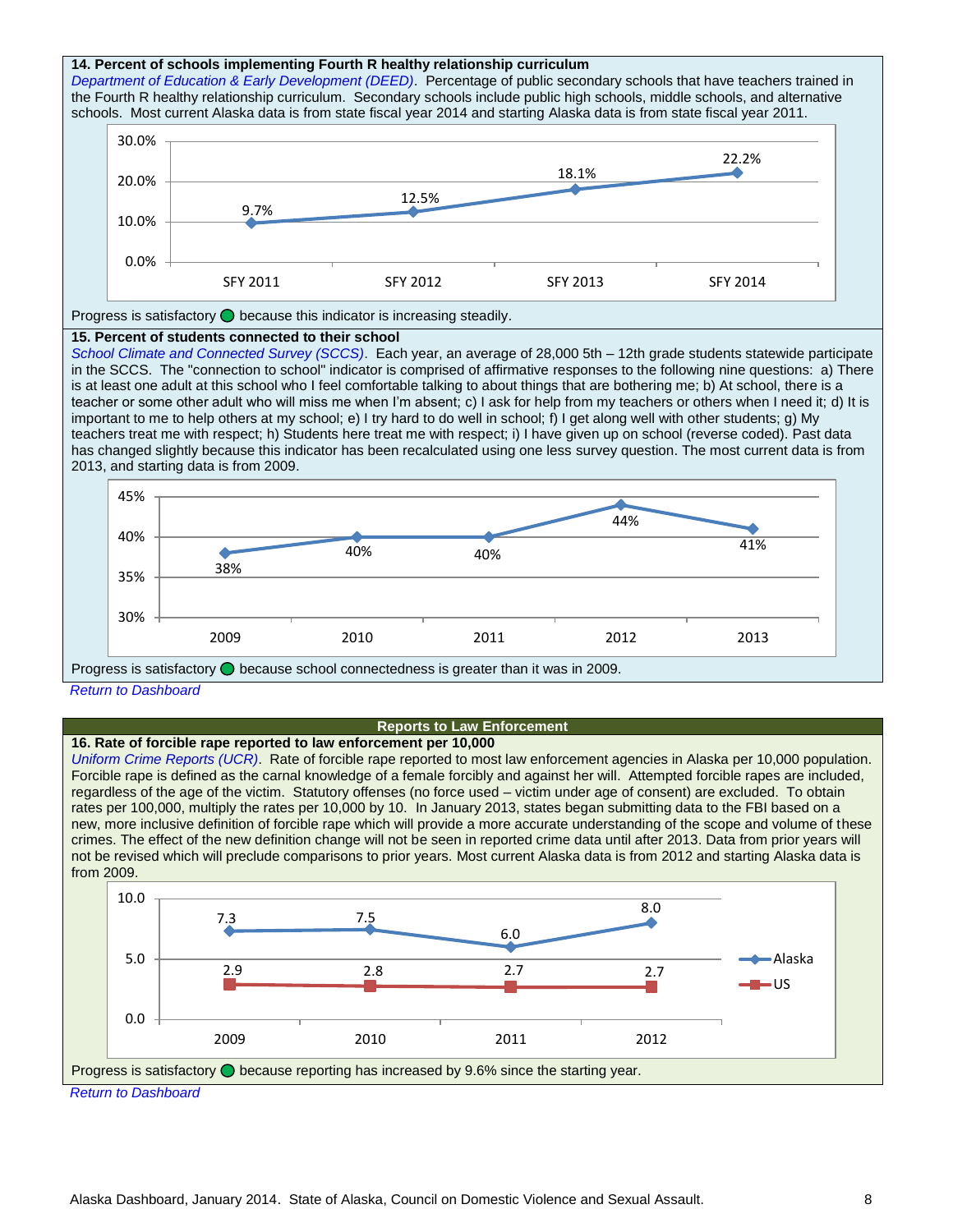**14. Percent of schools implementing Fourth R healthy relationship curriculum**

*Department of Education & Early Development (DEED)*. Percentage of public secondary schools that have teachers trained in the Fourth R healthy relationship curriculum. Secondary schools include public high schools, middle schools, and alternative schools. Most current Alaska data is from state fiscal year 2014 and starting Alaska data is from state fiscal year 2011.

| | SFY 2011 | SFY 2012 | SFY 2013 | SFY 2014 |
|---|---|---|---|---|
| Percent | 9.7% | 12.5% | 18.1% | 22.2% |

Progress is satisfactory because this indicator is increasing steadily.

**15. Percent of students connected to their school**

*School Climate and Connected Survey (SCCS)*. Each year, an average of 28,000 5th – 12th grade students statewide participate in the SCCS. The "connection to school" indicator is comprised of affirmative responses to the following nine questions: a) There is at least one adult at this school who I feel comfortable talking to about things that are bothering me; b) At school, there is a teacher or some other adult who will miss me when I'm absent; c) I ask for help from my teachers or others when I need it; d) It is important to me to help others at my school; e) I try hard to do well in school; f) I get along well with other students; g) My teachers treat me with respect; h) Students here treat me with respect; i) I have given up on school (reverse coded). Past data has changed slightly because this indicator has been recalculated using one less survey question. The most current data is from 2013, and starting data is from 2009.

| | 2009 | 2010 | 2011 | 2012 | 2013 |
|---|---|---|---|---|---|
| Percent | 38% | 40% | 40% | 44% | 41% |

Progress is satisfactory because school connectedness is greater than it was in 2009.

*Return to Dashboard*

## Reports to Law Enforcement

**16. Rate of forcible rape reported to law enforcement per 10,000**

*Uniform Crime Reports (UCR)*. Rate of forcible rape reported to most law enforcement agencies in Alaska per 10,000 population. Forcible rape is defined as the carnal knowledge of a female forcibly and against her will. Attempted forcible rapes are included, regardless of the age of the victim. Statutory offenses (no force used – victim under age of consent) are excluded. To obtain rates per 100,000, multiply the rates per 10,000 by 10. In January 2013, states began submitting data to the FBI based on a new, more inclusive definition of forcible rape which will provide a more accurate understanding of the scope and volume of these crimes. The effect of the new definition change will not be seen in reported crime data until after 2013. Data from prior years will not be revised which will preclude comparisons to prior years. Most current Alaska data is from 2012 and starting Alaska data is from 2009.

| | 2009 | 2010 | 2011 | 2012 |
|---|---|---|---|---|
| Alaska | 7.3 | 7.5 | 6.0 | 8.0 |
| US | 2.9 | 2.8 | 2.7 | 2.7 |

Progress is satisfactory because reporting has increased by 9.6% since the starting year.

*Return to Dashboard*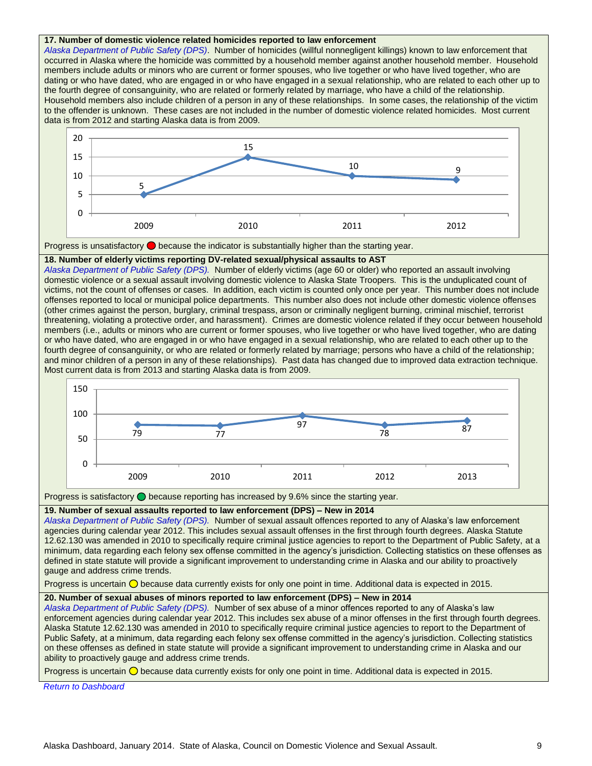**17. Number of domestic violence related homicides reported to law enforcement**

*Alaska Department of Public Safety (DPS)*. Number of homicides (willful nonnegligent killings) known to law enforcement that occurred in Alaska where the homicide was committed by a household member against another household member. Household members include adults or minors who are current or former spouses, who live together or who have lived together, who are dating or who have dated, who are engaged in or who have engaged in a sexual relationship, who are related to each other up to the fourth degree of consanguinity, who are related or formerly related by marriage, who have a child of the relationship. Household members also include children of a person in any of these relationships. In some cases, the relationship of the victim to the offender is unknown. These cases are not included in the number of domestic violence related homicides. Most current data is from 2012 and starting Alaska data is from 2009.

| 2009 | 2010 | 2011 | 2012 |
|---|---|---|---|
| 5 | 15 | 10 | 9 |

Progress is unsatisfactory 🔴 because the indicator is substantially higher than the starting year.

**18. Number of elderly victims reporting DV-related sexual/physical assaults to AST**

*Alaska Department of Public Safety (DPS).* Number of elderly victims (age 60 or older) who reported an assault involving domestic violence or a sexual assault involving domestic violence to Alaska State Troopers. This is the unduplicated count of victims, not the count of offenses or cases. In addition, each victim is counted only once per year. This number does not include offenses reported to local or municipal police departments. This number also does not include other domestic violence offenses (other crimes against the person, burglary, criminal trespass, arson or criminally negligent burning, criminal mischief, terrorist threatening, violating a protective order, and harassment). Crimes are domestic violence related if they occur between household members (i.e., adults or minors who are current or former spouses, who live together or who have lived together, who are dating or who have dated, who are engaged in or who have engaged in a sexual relationship, who are related to each other up to the fourth degree of consanguinity, or who are related or formerly related by marriage; persons who have a child of the relationship; and minor children of a person in any of these relationships. Past data has changed due to improved data extraction technique. Most current data is from 2013 and starting Alaska data is from 2009.

| 2009 | 2010 | 2011 | 2012 | 2013 |
|---|---|---|---|---|
| 79 | 77 | 97 | 78 | 87 |

Progress is satisfactory 🟢 because reporting has increased by 9.6% since the starting year.

**19. Number of sexual assaults reported to law enforcement (DPS) – New in 2014**

*Alaska Department of Public Safety (DPS).* Number of sexual assault offences reported to any of Alaska's law enforcement agencies during calendar year 2012. This includes sexual assault offenses in the first through fourth degrees. Alaska Statute 12.62.130 was amended in 2010 to specifically require criminal justice agencies to report to the Department of Public Safety, at a minimum, data regarding each felony sex offense committed in the agency's jurisdiction. Collecting statistics on these offenses as defined in state statute will provide a significant improvement to understanding crime in Alaska and our ability to proactively gauge and address crime trends.

Progress is uncertain 🟡 because data currently exists for only one point in time. Additional data is expected in 2015.

**20. Number of sexual abuses of minors reported to law enforcement (DPS) – New in 2014**

*Alaska Department of Public Safety (DPS).* Number of sex abuse of a minor offences reported to any of Alaska's law enforcement agencies during calendar year 2012. This includes sex abuse of a minor offenses in the first through fourth degrees. Alaska Statute 12.62.130 was amended in 2010 to specifically require criminal justice agencies to report to the Department of Public Safety, at a minimum, data regarding each felony sex offense committed in the agency's jurisdiction. Collecting statistics on these offenses as defined in state statute will provide a significant improvement to understanding crime in Alaska and our ability to proactively gauge and address crime trends.

Progress is uncertain 🟡 because data currently exists for only one point in time. Additional data is expected in 2015.

*Return to Dashboard*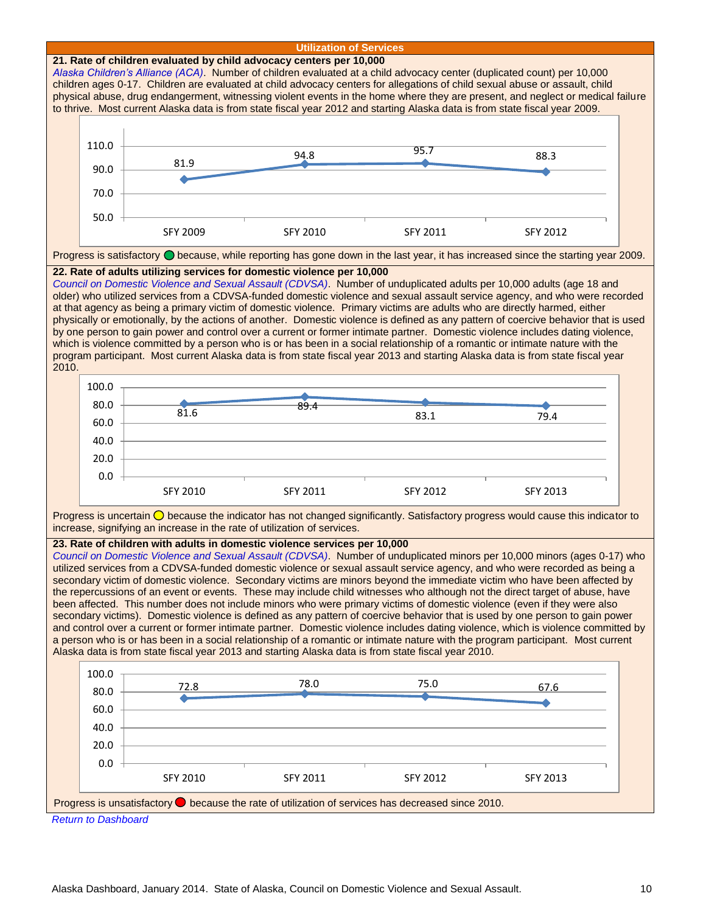## Utilization of Services

### 21. Rate of children evaluated by child advocacy centers per 10,000

*Alaska Children's Alliance (ACA)*. Number of children evaluated at a child advocacy center (duplicated count) per 10,000 children ages 0-17. Children are evaluated at child advocacy centers for allegations of child sexual abuse or assault, child physical abuse, drug endangerment, witnessing violent events in the home where they are present, and neglect or medical failure to thrive. Most current Alaska data is from state fiscal year 2012 and starting Alaska data is from state fiscal year 2009.

| SFY 2009 | SFY 2010 | SFY 2011 | SFY 2012 |
|---|---|---|---|
| 81.9 | 94.8 | 95.7 | 88.3 |

Progress is satisfactory because, while reporting has gone down in the last year, it has increased since the starting year 2009.

### 22. Rate of adults utilizing services for domestic violence per 10,000

*Council on Domestic Violence and Sexual Assault (CDVSA)*. Number of unduplicated adults per 10,000 adults (age 18 and older) who utilized services from a CDVSA-funded domestic violence and sexual assault service agency, and who were recorded at that agency as being a primary victim of domestic violence. Primary victims are adults who are directly harmed, either physically or emotionally, by the actions of another. Domestic violence is defined as any pattern of coercive behavior that is used by one person to gain power and control over a current or former intimate partner. Domestic violence includes dating violence, which is violence committed by a person who is or has been in a social relationship of a romantic or intimate nature with the program participant. Most current Alaska data is from state fiscal year 2013 and starting Alaska data is from state fiscal year 2010.

| SFY 2010 | SFY 2011 | SFY 2012 | SFY 2013 |
|---|---|---|---|
| 81.6 | 89.4 | 83.1 | 79.4 |

Progress is uncertain because the indicator has not changed significantly. Satisfactory progress would cause this indicator to increase, signifying an increase in the rate of utilization of services.

### 23. Rate of children with adults in domestic violence services per 10,000

*Council on Domestic Violence and Sexual Assault (CDVSA)*. Number of unduplicated minors per 10,000 minors (ages 0-17) who utilized services from a CDVSA-funded domestic violence or sexual assault service agency, and who were recorded as being a secondary victim of domestic violence. Secondary victims are minors beyond the immediate victim who have been affected by the repercussions of an event or events. These may include child witnesses who although not the direct target of abuse, have been affected. This number does not include minors who were primary victims of domestic violence (even if they were also secondary victims). Domestic violence is defined as any pattern of coercive behavior that is used by one person to gain power and control over a current or former intimate partner. Domestic violence includes dating violence, which is violence committed by a person who is or has been in a social relationship of a romantic or intimate nature with the program participant. Most current Alaska data is from state fiscal year 2013 and starting Alaska data is from state fiscal year 2010.

| SFY 2010 | SFY 2011 | SFY 2012 | SFY 2013 |
|---|---|---|---|
| 72.8 | 78.0 | 75.0 | 67.6 |

Progress is unsatisfactory because the rate of utilization of services has decreased since 2010.

*Return to Dashboard*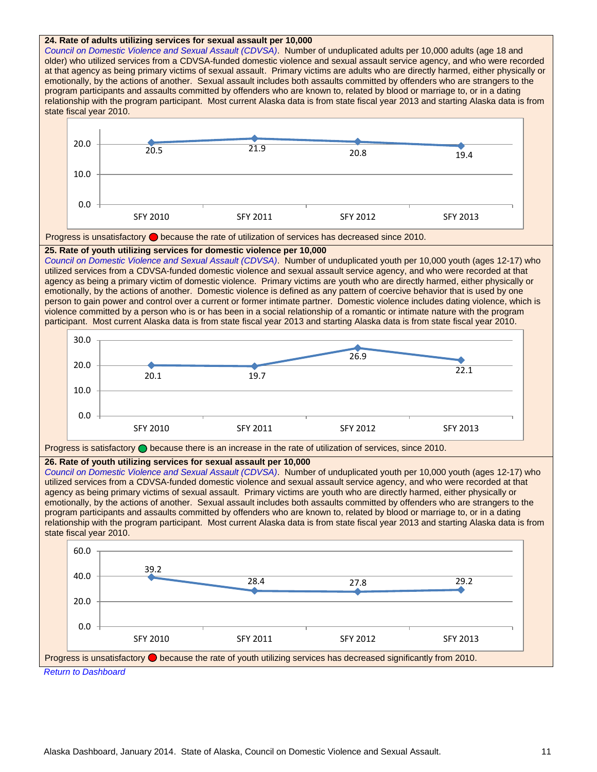### 24. Rate of adults utilizing services for sexual assault per 10,000

*Council on Domestic Violence and Sexual Assault (CDVSA)*. Number of unduplicated adults per 10,000 adults (age 18 and older) who utilized services from a CDVSA-funded domestic violence and sexual assault service agency, and who were recorded at that agency as being primary victims of sexual assault. Primary victims are adults who are directly harmed, either physically or emotionally, by the actions of another. Sexual assault includes both assaults committed by offenders who are strangers to the program participants and assaults committed by offenders who are known to, related by blood or marriage to, or in a dating relationship with the program participant. Most current Alaska data is from state fiscal year 2013 and starting Alaska data is from state fiscal year 2010.

| SFY 2010 | SFY 2011 | SFY 2012 | SFY 2013 |
|---|---|---|---|
| 20.5 | 21.9 | 20.8 | 19.4 |

Progress is unsatisfactory 🔴 because the rate of utilization of services has decreased since 2010.

### 25. Rate of youth utilizing services for domestic violence per 10,000

*Council on Domestic Violence and Sexual Assault (CDVSA)*. Number of unduplicated youth per 10,000 youth (ages 12-17) who utilized services from a CDVSA-funded domestic violence and sexual assault service agency, and who were recorded at that agency as being a primary victim of domestic violence. Primary victims are youth who are directly harmed, either physically or emotionally, by the actions of another. Domestic violence is defined as any pattern of coercive behavior that is used by one person to gain power and control over a current or former intimate partner. Domestic violence includes dating violence, which is violence committed by a person who is or has been in a social relationship of a romantic or intimate nature with the program participant. Most current Alaska data is from state fiscal year 2013 and starting Alaska data is from state fiscal year 2010.

| SFY 2010 | SFY 2011 | SFY 2012 | SFY 2013 |
|---|---|---|---|
| 20.1 | 19.7 | 26.9 | 22.1 |

Progress is satisfactory 🟢 because there is an increase in the rate of utilization of services, since 2010.

### 26. Rate of youth utilizing services for sexual assault per 10,000

*Council on Domestic Violence and Sexual Assault (CDVSA)*. Number of unduplicated youth per 10,000 youth (ages 12-17) who utilized services from a CDVSA-funded domestic violence and sexual assault service agency, and who were recorded at that agency as being primary victims of sexual assault. Primary victims are youth who are directly harmed, either physically or emotionally, by the actions of another. Sexual assault includes both assaults committed by offenders who are strangers to the program participants and assaults committed by offenders who are known to, related by blood or marriage to, or in a dating relationship with the program participant. Most current Alaska data is from state fiscal year 2013 and starting Alaska data is from state fiscal year 2010.

| SFY 2010 | SFY 2011 | SFY 2012 | SFY 2013 |
|---|---|---|---|
| 39.2 | 28.4 | 27.8 | 29.2 |

Progress is unsatisfactory 🔴 because the rate of youth utilizing services has decreased significantly from 2010.

*Return to Dashboard*

Alaska Dashboard, January 2014. State of Alaska, Council on Domestic Violence and Sexual Assault.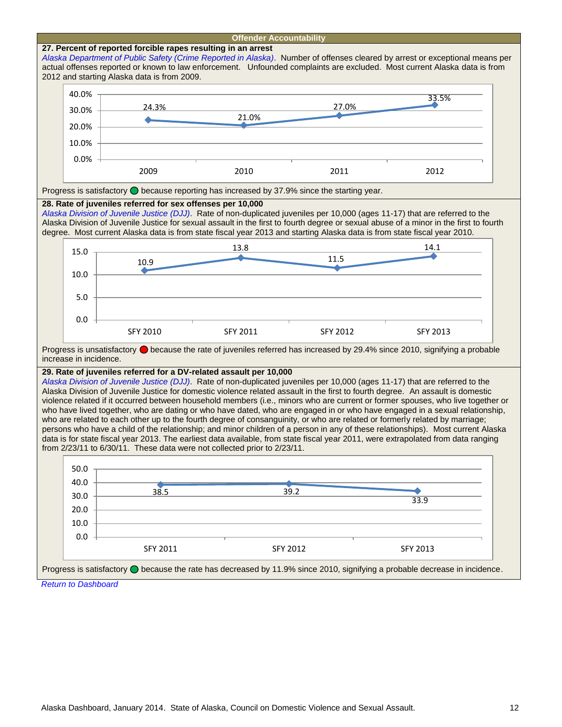## Offender Accountability

### 27. Percent of reported forcible rapes resulting in an arrest

*Alaska Department of Public Safety (Crime Reported in Alaska)*. Number of offenses cleared by arrest or exceptional means per actual offenses reported or known to law enforcement. Unfounded complaints are excluded. Most current Alaska data is from 2012 and starting Alaska data is from 2009.

| Year | Percent |
|---|---|
| 2009 | 24.3% |
| 2010 | 21.0% |
| 2011 | 27.0% |
| 2012 | 33.5% |

Progress is satisfactory because reporting has increased by 37.9% since the starting year.

### 28. Rate of juveniles referred for sex offenses per 10,000

*Alaska Division of Juvenile Justice (DJJ)*. Rate of non-duplicated juveniles per 10,000 (ages 11-17) that are referred to the Alaska Division of Juvenile Justice for sexual assault in the first to fourth degree or sexual abuse of a minor in the first to fourth degree. Most current Alaska data is from state fiscal year 2013 and starting Alaska data is from state fiscal year 2010.

| Year | Rate |
|---|---|
| SFY 2010 | 10.9 |
| SFY 2011 | 13.8 |
| SFY 2012 | 11.5 |
| SFY 2013 | 14.1 |

Progress is unsatisfactory because the rate of juveniles referred has increased by 29.4% since 2010, signifying a probable increase in incidence.

### 29. Rate of juveniles referred for a DV-related assault per 10,000

*Alaska Division of Juvenile Justice (DJJ)*. Rate of non-duplicated juveniles per 10,000 (ages 11-17) that are referred to the Alaska Division of Juvenile Justice for domestic violence related assault in the first to fourth degree. An assault is domestic violence related if it occurred between household members (i.e., minors who are current or former spouses, who live together or who have lived together, who are dating or who have dated, who are engaged in or who have engaged in a sexual relationship, who are related to each other up to the fourth degree of consanguinity, or who are related or formerly related by marriage; persons who have a child of the relationship; and minor children of a person in any of these relationships). Most current Alaska data is for state fiscal year 2013. The earliest data available, from state fiscal year 2011, were extrapolated from data ranging from 2/23/11 to 6/30/11. These data were not collected prior to 2/23/11.

| Year | Rate |
|---|---|
| SFY 2011 | 38.5 |
| SFY 2012 | 39.2 |
| SFY 2013 | 33.9 |

Progress is satisfactory because the rate has decreased by 11.9% since 2010, signifying a probable decrease in incidence.

*Return to Dashboard*

Alaska Dashboard, January 2014. State of Alaska, Council on Domestic Violence and Sexual Assault.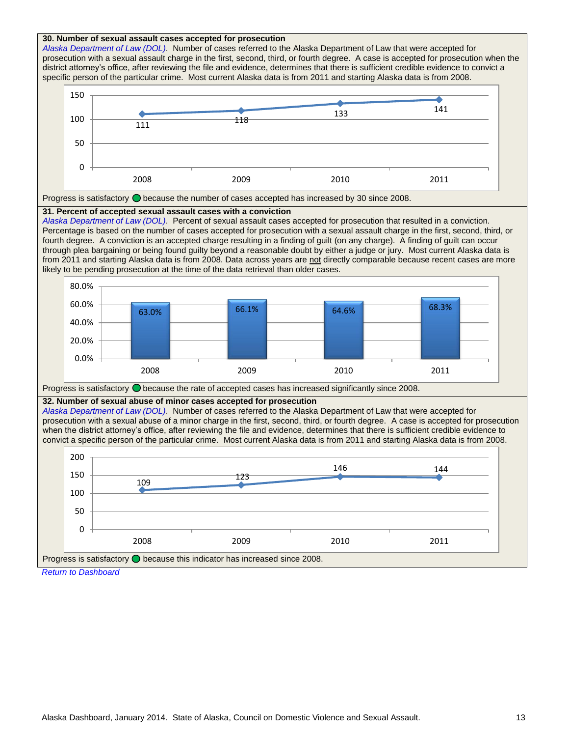**30. Number of sexual assault cases accepted for prosecution**

*Alaska Department of Law (DOL)*. Number of cases referred to the Alaska Department of Law that were accepted for prosecution with a sexual assault charge in the first, second, third, or fourth degree. A case is accepted for prosecution when the district attorney's office, after reviewing the file and evidence, determines that there is sufficient credible evidence to convict a specific person of the particular crime. Most current Alaska data is from 2011 and starting Alaska data is from 2008.

| Year | 2008 | 2009 | 2010 | 2011 |
|---|---|---|---|---|
| Cases accepted | 111 | 118 | 133 | 141 |

Progress is satisfactory because the number of cases accepted has increased by 30 since 2008.

**31. Percent of accepted sexual assault cases with a conviction**

*Alaska Department of Law (DOL)*. Percent of sexual assault cases accepted for prosecution that resulted in a conviction. Percentage is based on the number of cases accepted for prosecution with a sexual assault charge in the first, second, third, or fourth degree. A conviction is an accepted charge resulting in a finding of guilt (on any charge). A finding of guilt can occur through plea bargaining or being found guilty beyond a reasonable doubt by either a judge or jury. Most current Alaska data is from 2011 and starting Alaska data is from 2008. Data across years are not directly comparable because recent cases are more likely to be pending prosecution at the time of the data retrieval than older cases.

| Year | 2008 | 2009 | 2010 | 2011 |
|---|---|---|---|---|
| Percent with conviction | 63.0% | 66.1% | 64.6% | 68.3% |

Progress is satisfactory because the rate of accepted cases has increased significantly since 2008.

**32. Number of sexual abuse of minor cases accepted for prosecution**

*Alaska Department of Law (DOL)*. Number of cases referred to the Alaska Department of Law that were accepted for prosecution with a sexual abuse of a minor charge in the first, second, third, or fourth degree. A case is accepted for prosecution when the district attorney's office, after reviewing the file and evidence, determines that there is sufficient credible evidence to convict a specific person of the particular crime. Most current Alaska data is from 2011 and starting Alaska data is from 2008.

| Year | 2008 | 2009 | 2010 | 2011 |
|---|---|---|---|---|
| Cases accepted | 109 | 123 | 146 | 144 |

Progress is satisfactory because this indicator has increased since 2008.

*Return to Dashboard*

Alaska Dashboard, January 2014. State of Alaska, Council on Domestic Violence and Sexual Assault.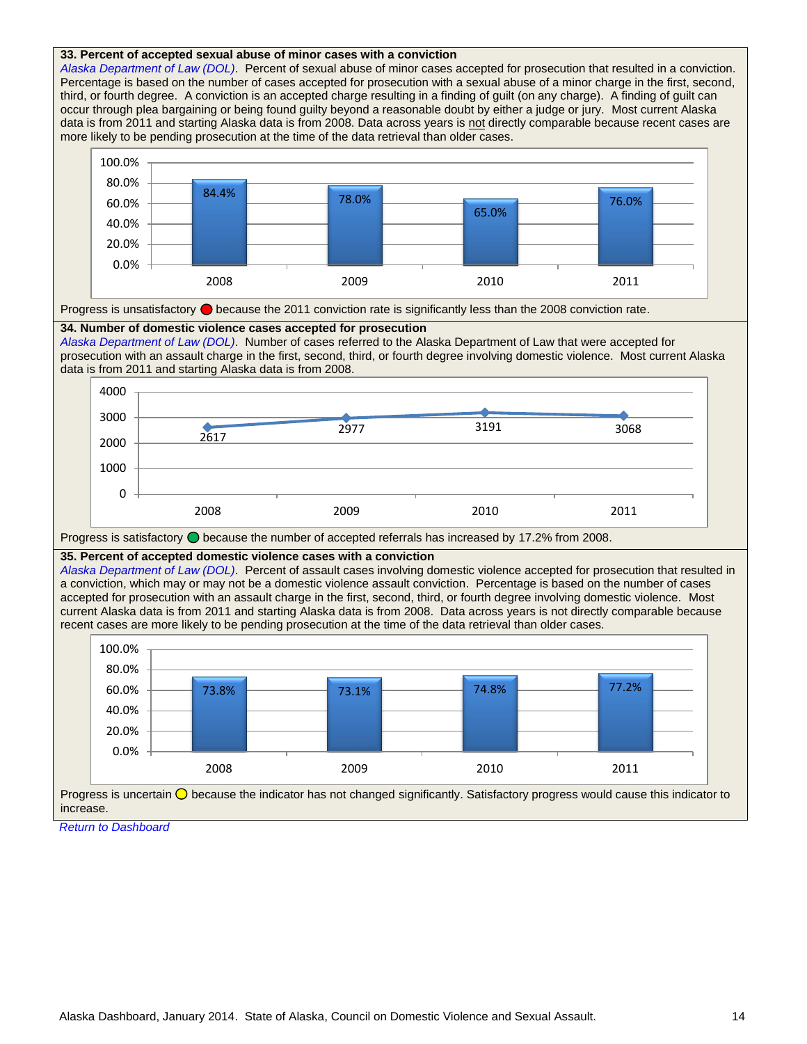**33. Percent of accepted sexual abuse of minor cases with a conviction**

*Alaska Department of Law (DOL)*. Percent of sexual abuse of minor cases accepted for prosecution that resulted in a conviction. Percentage is based on the number of cases accepted for prosecution with a sexual abuse of a minor charge in the first, second, third, or fourth degree. A conviction is an accepted charge resulting in a finding of guilt (on any charge). A finding of guilt can occur through plea bargaining or being found guilty beyond a reasonable doubt by either a judge or jury. Most current Alaska data is from 2011 and starting Alaska data is from 2008. Data across years is not directly comparable because recent cases are more likely to be pending prosecution at the time of the data retrieval than older cases.

| Year | Percent |
|---|---|
| 2008 | 84.4% |
| 2009 | 78.0% |
| 2010 | 65.0% |
| 2011 | 76.0% |

Progress is unsatisfactory 🔴 because the 2011 conviction rate is significantly less than the 2008 conviction rate.

**34. Number of domestic violence cases accepted for prosecution**

*Alaska Department of Law (DOL)*. Number of cases referred to the Alaska Department of Law that were accepted for prosecution with an assault charge in the first, second, third, or fourth degree involving domestic violence. Most current Alaska data is from 2011 and starting Alaska data is from 2008.

| Year | Number |
|---|---|
| 2008 | 2617 |
| 2009 | 2977 |
| 2010 | 3191 |
| 2011 | 3068 |

Progress is satisfactory 🟢 because the number of accepted referrals has increased by 17.2% from 2008.

**35. Percent of accepted domestic violence cases with a conviction**

*Alaska Department of Law (DOL)*. Percent of assault cases involving domestic violence accepted for prosecution that resulted in a conviction, which may or may not be a domestic violence assault conviction. Percentage is based on the number of cases accepted for prosecution with an assault charge in the first, second, third, or fourth degree involving domestic violence. Most current Alaska data is from 2011 and starting Alaska data is from 2008. Data across years is not directly comparable because recent cases are more likely to be pending prosecution at the time of the data retrieval than older cases.

| Year | Percent |
|---|---|
| 2008 | 73.8% |
| 2009 | 73.1% |
| 2010 | 74.8% |
| 2011 | 77.2% |

Progress is uncertain 🟡 because the indicator has not changed significantly. Satisfactory progress would cause this indicator to increase.

*Return to Dashboard*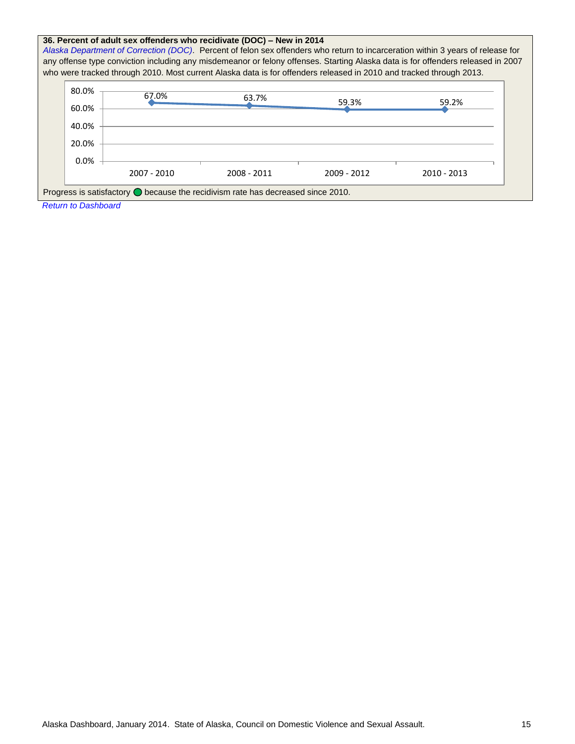**36. Percent of adult sex offenders who recidivate (DOC) – New in 2014**

*Alaska Department of Correction (DOC)*. Percent of felon sex offenders who return to incarceration within 3 years of release for any offense type conviction including any misdemeanor or felony offenses. Starting Alaska data is for offenders released in 2007 who were tracked through 2010. Most current Alaska data is for offenders released in 2010 and tracked through 2013.

80.0%
60.0%
40.0%
20.0%
0.0%

67.0%
63.7%
59.3%
59.2%

2007 - 2010
2008 - 2011
2009 - 2012
2010 - 2013

Progress is satisfactory because the recidivism rate has decreased since 2010.

*Return to Dashboard*

Alaska Dashboard, January 2014. State of Alaska, Council on Domestic Violence and Sexual Assault.